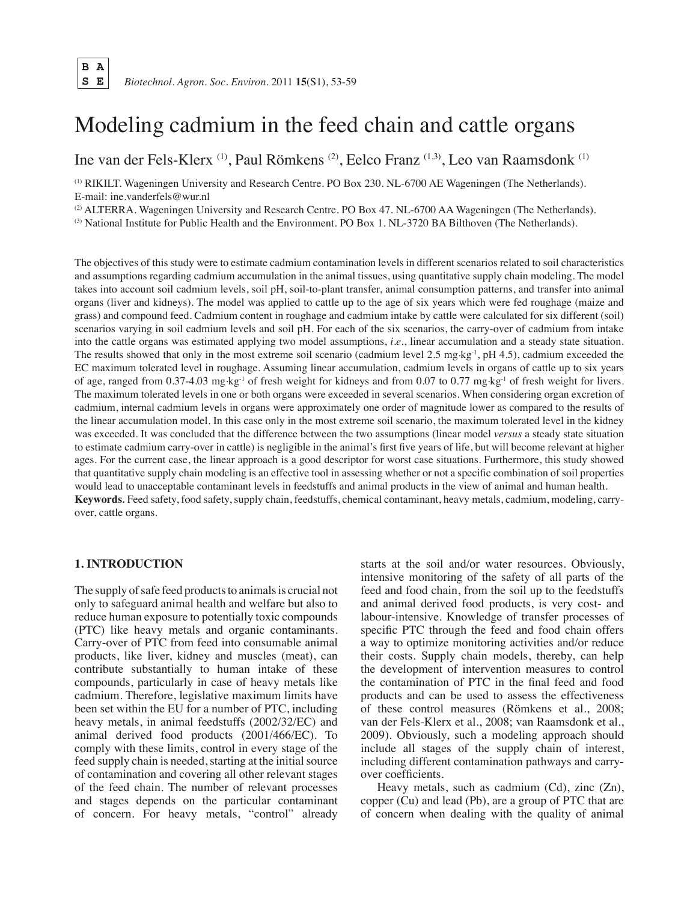# Modeling cadmium in the feed chain and cattle organs

Ine van der Fels-Klerx [1], Paul Römkens [2], Eelco Franz [1,3], Leo van Raamsdonk [1]

[1] RIKILT. Wageningen University and Research Centre. PO Box 230. NL-6700 AE Wageningen (The Netherlands). E-mail: ine.vanderfels@wur.nl

[2] ALTERRA. Wageningen University and Research Centre. PO Box 47. NL-6700 AA Wageningen (The Netherlands).

[3] National Institute for Public Health and the Environment. PO Box 1. NL-3720 BA Bilthoven (The Netherlands).

The objectives of this study were to estimate cadmium contamination levels in different scenarios related to soil characteristics and assumptions regarding cadmium accumulation in the animal tissues, using quantitative supply chain modeling. The model takes into account soil cadmium levels, soil pH, soil-to-plant transfer, animal consumption patterns, and transfer into animal organs (liver and kidneys). The model was applied to cattle up to the age of six years which were fed roughage (maize and grass) and compound feed. Cadmium content in roughage and cadmium intake by cattle were calculated for six different (soil) scenarios varying in soil cadmium levels and soil pH. For each of the six scenarios, the carry-over of cadmium from intake into the cattle organs was estimated applying two model assumptions, *i.e.*, linear accumulation and a steady state situation. The results showed that only in the most extreme soil scenario (cadmium level 2.5 $mg \cdot kg^{-1}$, pH 4.5), cadmium exceeded the EC maximum tolerated level in roughage. Assuming linear accumulation, cadmium levels in organs of cattle up to six years of age, ranged from 0.37-4.03 $mg \cdot kg^{-1}$ of fresh weight for kidneys and from 0.07 to 0.77 $mg \cdot kg^{-1}$ of fresh weight for livers. The maximum tolerated levels in one or both organs were exceeded in several scenarios. When considering organ excretion of cadmium, internal cadmium levels in organs were approximately one order of magnitude lower as compared to the results of the linear accumulation model. In this case only in the most extreme soil scenario, the maximum tolerated level in the kidney was exceeded. It was concluded that the difference between the two assumptions (linear model *versus* a steady state situation to estimate cadmium carry-over in cattle) is negligible in the animal's first five years of life, but will become relevant at higher ages. For the current case, the linear approach is a good descriptor for worst case situations. Furthermore, this study showed that quantitative supply chain modeling is an effective tool in assessing whether or not a specific combination of soil properties would lead to unacceptable contaminant levels in feedstuffs and animal products in the view of animal and human health.

**Keywords.** Feed safety, food safety, supply chain, feedstuffs, chemical contaminant, heavy metals, cadmium, modeling, carry-over, cattle organs.

## 1. INTRODUCTION

The supply of safe feed products to animals is crucial not only to safeguard animal health and welfare but also to reduce human exposure to potentially toxic compounds (PTC) like heavy metals and organic contaminants. Carry-over of PTC from feed into consumable animal products, like liver, kidney and muscles (meat), can contribute substantially to human intake of these compounds, particularly in case of heavy metals like cadmium. Therefore, legislative maximum limits have been set within the EU for a number of PTC, including heavy metals, in animal feedstuffs (2002/32/EC) and animal derived food products (2001/466/EC). To comply with these limits, control in every stage of the feed supply chain is needed, starting at the initial source of contamination and covering all other relevant stages of the feed chain. The number of relevant processes and stages depends on the particular contaminant of concern. For heavy metals, "control" already starts at the soil and/or water resources. Obviously, intensive monitoring of the safety of all parts of the feed and food chain, from the soil up to the feedstuffs and animal derived food products, is very cost- and labour-intensive. Knowledge of transfer processes of specific PTC through the feed and food chain offers a way to optimize monitoring activities and/or reduce their costs. Supply chain models, thereby, can help the development of intervention measures to control the contamination of PTC in the final feed and food products and can be used to assess the effectiveness of these control measures (Römkens et al., 2008; van der Fels-Klerx et al., 2008; van Raamsdonk et al., 2009). Obviously, such a modeling approach should include all stages of the supply chain of interest, including different contamination pathways and carry-over coefficients.

Heavy metals, such as cadmium (Cd), zinc (Zn), copper (Cu) and lead (Pb), are a group of PTC that are of concern when dealing with the quality of animal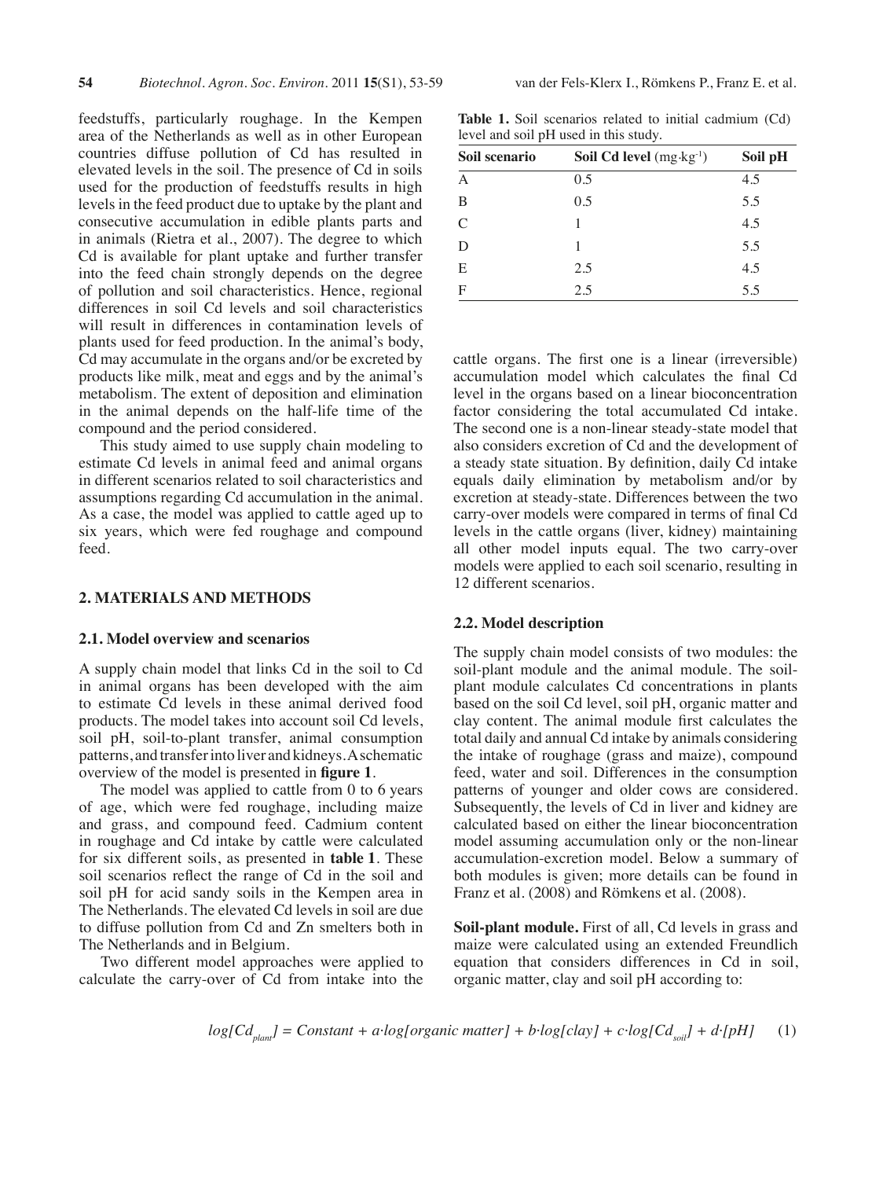feedstuffs, particularly roughage. In the Kempen area of the Netherlands as well as in other European countries diffuse pollution of Cd has resulted in elevated levels in the soil. The presence of Cd in soils used for the production of feedstuffs results in high levels in the feed product due to uptake by the plant and consecutive accumulation in edible plants parts and in animals (Rietra et al., 2007). The degree to which Cd is available for plant uptake and further transfer into the feed chain strongly depends on the degree of pollution and soil characteristics. Hence, regional differences in soil Cd levels and soil characteristics will result in differences in contamination levels of plants used for feed production. In the animal's body, Cd may accumulate in the organs and/or be excreted by products like milk, meat and eggs and by the animal's metabolism. The extent of deposition and elimination in the animal depends on the half-life time of the compound and the period considered.

This study aimed to use supply chain modeling to estimate Cd levels in animal feed and animal organs in different scenarios related to soil characteristics and assumptions regarding Cd accumulation in the animal. As a case, the model was applied to cattle aged up to six years, which were fed roughage and compound feed.

## 2. MATERIALS AND METHODS

### 2.1. Model overview and scenarios

A supply chain model that links Cd in the soil to Cd in animal organs has been developed with the aim to estimate Cd levels in these animal derived food products. The model takes into account soil Cd levels, soil pH, soil-to-plant transfer, animal consumption patterns, and transfer into liver and kidneys. A schematic overview of the model is presented in **figure 1**.

The model was applied to cattle from 0 to 6 years of age, which were fed roughage, including maize and grass, and compound feed. Cadmium content in roughage and Cd intake by cattle were calculated for six different soils, as presented in **table 1**. These soil scenarios reflect the range of Cd in the soil and soil pH for acid sandy soils in the Kempen area in The Netherlands. The elevated Cd levels in soil are due to diffuse pollution from Cd and Zn smelters both in The Netherlands and in Belgium.

Two different model approaches were applied to calculate the carry-over of Cd from intake into the cattle organs. The first one is a linear (irreversible) accumulation model which calculates the final Cd level in the organs based on a linear bioconcentration factor considering the total accumulated Cd intake. The second one is a non-linear steady-state model that also considers excretion of Cd and the development of a steady state situation. By definition, daily Cd intake equals daily elimination by metabolism and/or by excretion at steady-state. Differences between the two carry-over models were compared in terms of final Cd levels in the cattle organs (liver, kidney) maintaining all other model inputs equal. The two carry-over models were applied to each soil scenario, resulting in 12 different scenarios.

**Table 1.** Soil scenarios related to initial cadmium (Cd) level and soil pH used in this study.

| Soil scenario | Soil Cd level ($mg \cdot kg^{-1}$) | Soil pH |
|---|---|---|
| A | 0.5 | 4.5 |
| B | 0.5 | 5.5 |
| C | 1 | 4.5 |
| D | 1 | 5.5 |
| E | 2.5 | 4.5 |
| F | 2.5 | 5.5 |

### 2.2. Model description

The supply chain model consists of two modules: the soil-plant module and the animal module. The soil-plant module calculates Cd concentrations in plants based on the soil Cd level, soil pH, organic matter and clay content. The animal module first calculates the total daily and annual Cd intake by animals considering the intake of roughage (grass and maize), compound feed, water and soil. Differences in the consumption patterns of younger and older cows are considered. Subsequently, the levels of Cd in liver and kidney are calculated based on either the linear bioconcentration model assuming accumulation only or the non-linear accumulation-excretion model. Below a summary of both modules is given; more details can be found in Franz et al. (2008) and Römkens et al. (2008).

**Soil-plant module.** First of all, Cd levels in grass and maize were calculated using an extended Freundlich equation that considers differences in Cd in soil, organic matter, clay and soil pH according to:

$$log[Cd_{plant}] = Constant + a \cdot log[organic\ matter] + b \cdot log[clay] + c \cdot log[Cd_{soil}] + d \cdot [pH] \quad (1)$$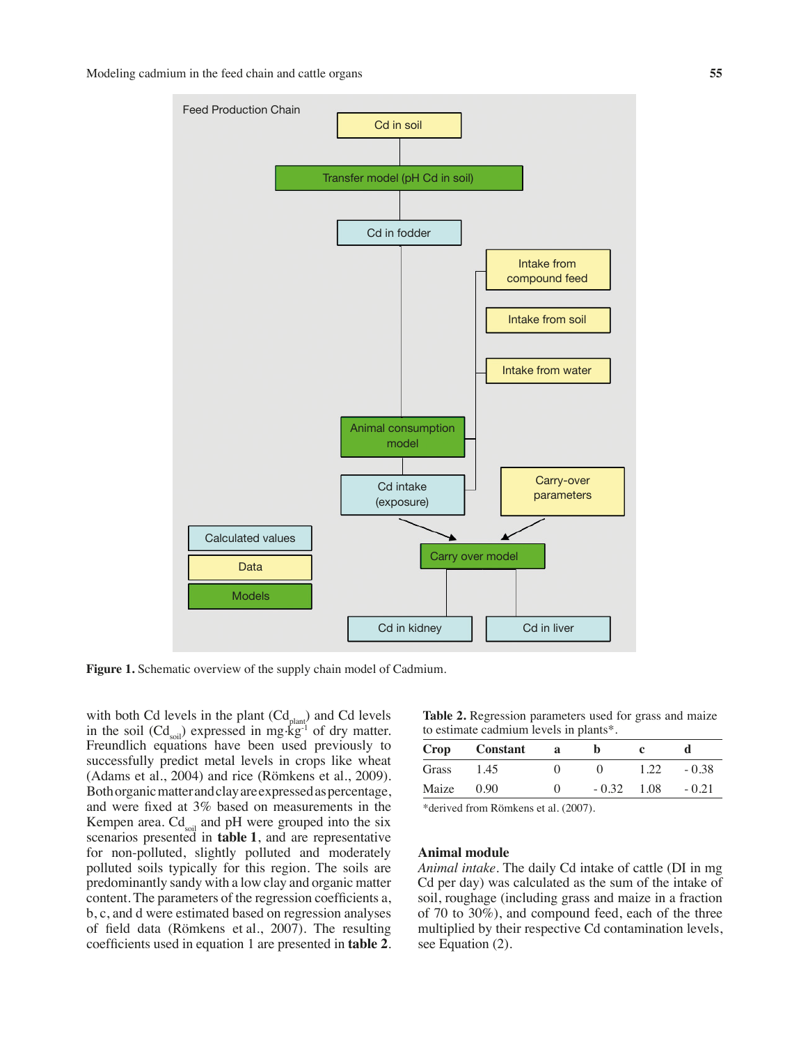Feed Production Chain

Cd in soil

Transfer model (pH Cd in soil)

Cd in fodder

Intake from compound feed

Intake from soil

Intake from water

Animal consumption model

Cd intake (exposure)

Carry-over parameters

Carry over model

Cd in kidney

Cd in liver

Calculated values

Data

Models

**Figure 1.** Schematic overview of the supply chain model of Cadmium.

with both Cd levels in the plant ($Cd_{plant}$) and Cd levels in the soil ($Cd_{soil}$) expressed in mg·kg$^{-1}$ of dry matter. Freundlich equations have been used previously to successfully predict metal levels in crops like wheat (Adams et al., 2004) and rice (Römkens et al., 2009). Both organic matter and clay are expressed as percentage, and were fixed at 3% based on measurements in the Kempen area. $Cd_{soil}$ and pH were grouped into the six scenarios presented in **table 1**, and are representative for non-polluted, slightly polluted and moderately polluted soils typically for this region. The soils are predominantly sandy with a low clay and organic matter content. The parameters of the regression coefficients a, b, c, and d were estimated based on regression analyses of field data (Römkens et al., 2007). The resulting coefficients used in equation 1 are presented in **table 2**.

**Table 2.** Regression parameters used for grass and maize to estimate cadmium levels in plants*.

| Crop | Constant | a | b | c | d |
|---|---|---|---|---|---|
| Grass | 1.45 | 0 | 0 | 1.22 | - 0.38 |
| Maize | 0.90 | 0 | - 0.32 | 1.08 | - 0.21 |

*derived from Römkens et al. (2007).

## Animal module

*Animal intake*. The daily Cd intake of cattle (DI in mg Cd per day) was calculated as the sum of the intake of soil, roughage (including grass and maize in a fraction of 70 to 30%), and compound feed, each of the three multiplied by their respective Cd contamination levels, see Equation (2).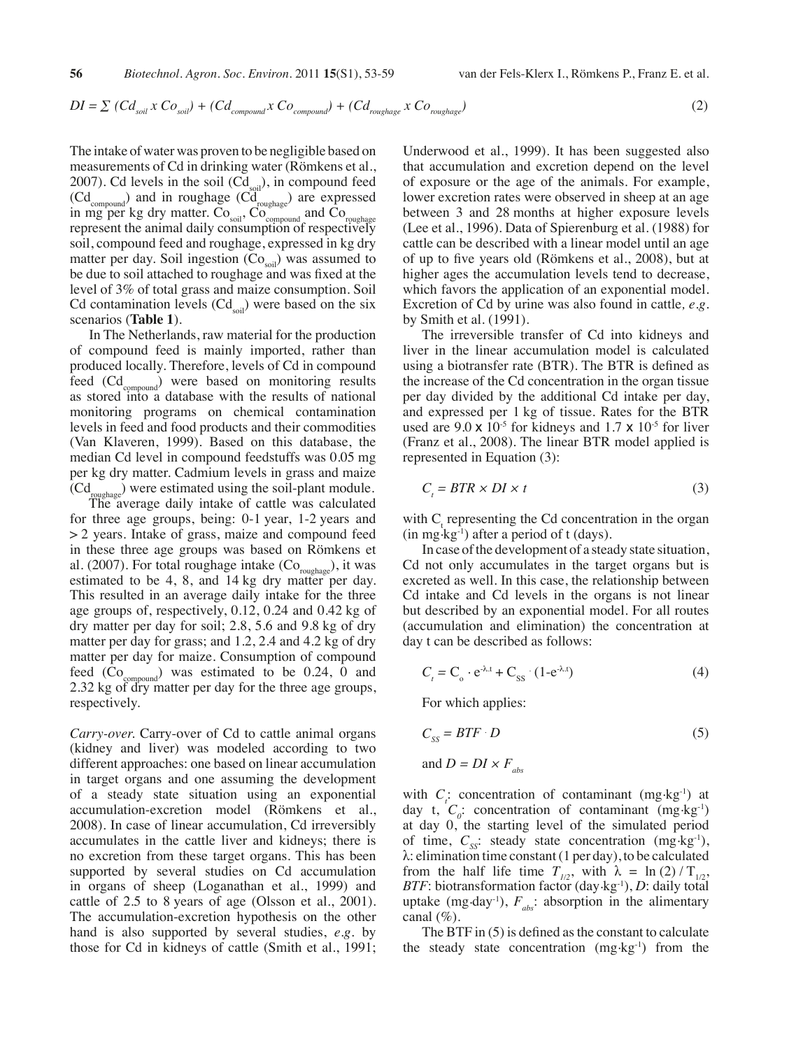$$DI = \sum (Cd_{soil} \times Co_{soil}) + (Cd_{compound} \times Co_{compound}) + (Cd_{roughage} \times Co_{roughage}) \quad (2)$$

The intake of water was proven to be negligible based on measurements of Cd in drinking water (Römkens et al., 2007). Cd levels in the soil ($Cd_{soil}$), in compound feed ($Cd_{compound}$) and in roughage ($Cd_{roughage}$) are expressed in mg per kg dry matter. $Co_{soil}$, $Co_{compound}$ and $Co_{roughage}$ represent the animal daily consumption of respectively soil, compound feed and roughage, expressed in kg dry matter per day. Soil ingestion ($Co_{soil}$) was assumed to be due to soil attached to roughage and was fixed at the level of 3% of total grass and maize consumption. Soil Cd contamination levels ($Cd_{soil}$) were based on the six scenarios (**Table 1**).

In The Netherlands, raw material for the production of compound feed is mainly imported, rather than produced locally. Therefore, levels of Cd in compound feed ($Cd_{compound}$) were based on monitoring results as stored into a database with the results of national monitoring programs on chemical contamination levels in feed and food products and their commodities (Van Klaveren, 1999). Based on this database, the median Cd level in compound feedstuffs was 0.05 mg per kg dry matter. Cadmium levels in grass and maize ($Cd_{roughage}$) were estimated using the soil-plant module.

The average daily intake of cattle was calculated for three age groups, being: 0-1 year, 1-2 years and > 2 years. Intake of grass, maize and compound feed in these three age groups was based on Römkens et al. (2007). For total roughage intake ($Co_{roughage}$), it was estimated to be 4, 8, and 14 kg dry matter per day. This resulted in an average daily intake for the three age groups of, respectively, 0.12, 0.24 and 0.42 kg of dry matter per day for soil; 2.8, 5.6 and 9.8 kg of dry matter per day for grass; and 1.2, 2.4 and 4.2 kg of dry matter per day for maize. Consumption of compound feed ($Co_{compound}$) was estimated to be 0.24, 0 and 2.32 kg of dry matter per day for the three age groups, respectively.

*Carry-over.* Carry-over of Cd to cattle animal organs (kidney and liver) was modeled according to two different approaches: one based on linear accumulation in target organs and one assuming the development of a steady state situation using an exponential accumulation-excretion model (Römkens et al., 2008). In case of linear accumulation, Cd irreversibly accumulates in the cattle liver and kidneys; there is no excretion from these target organs. This has been supported by several studies on Cd accumulation in organs of sheep (Loganathan et al., 1999) and cattle of 2.5 to 8 years of age (Olsson et al., 2001). The accumulation-excretion hypothesis on the other hand is also supported by several studies, *e.g.* by those for Cd in kidneys of cattle (Smith et al., 1991; Underwood et al., 1999). It has been suggested also that accumulation and excretion depend on the level of exposure or the age of the animals. For example, lower excretion rates were observed in sheep at an age between 3 and 28 months at higher exposure levels (Lee et al., 1996). Data of Spierenburg et al. (1988) for cattle can be described with a linear model until an age of up to five years old (Römkens et al., 2008), but at higher ages the accumulation levels tend to decrease, which favors the application of an exponential model. Excretion of Cd by urine was also found in cattle, *e.g.* by Smith et al. (1991).

The irreversible transfer of Cd into kidneys and liver in the linear accumulation model is calculated using a biotransfer rate (BTR). The BTR is defined as the increase of the Cd concentration in the organ tissue per day divided by the additional Cd intake per day, and expressed per 1 kg of tissue. Rates for the BTR used are $9.0 \times 10^{-5}$ for kidneys and $1.7 \times 10^{-5}$ for liver (Franz et al., 2008). The linear BTR model applied is represented in Equation (3):

$$C_t = BTR \times DI \times t \quad (3)$$

with $C_t$ representing the Cd concentration in the organ (in $mg \cdot kg^{-1}$) after a period of t (days).

In case of the development of a steady state situation, Cd not only accumulates in the target organs but is excreted as well. In this case, the relationship between Cd intake and Cd levels in the organs is not linear but described by an exponential model. For all routes (accumulation and elimination) the concentration at day t can be described as follows:

$$C_t = C_o \cdot e^{-\lambda \cdot t} + C_{SS} \cdot (1 - e^{-\lambda \cdot t}) \quad (4)$$

For which applies:

$$C_{SS} = BTF \cdot D \quad (5)$$

$$\text{and } D = DI \times F_{abs}$$

with $C_t$: concentration of contaminant ($mg \cdot kg^{-1}$) at day t, $C_0$: concentration of contaminant ($mg \cdot kg^{-1}$) at day 0, the starting level of the simulated period of time, $C_{SS}$: steady state concentration ($mg \cdot kg^{-1}$), $\lambda$: elimination time constant (1 per day), to be calculated from the half life time $T_{1/2}$, with $\lambda = \ln(2) / T_{1/2}$, *BTF*: biotransformation factor ($day \cdot kg^{-1}$), *D*: daily total uptake ($mg \cdot day^{-1}$), $F_{abs}$: absorption in the alimentary canal (%).

The BTF in (5) is defined as the constant to calculate the steady state concentration ($mg \cdot kg^{-1}$) from the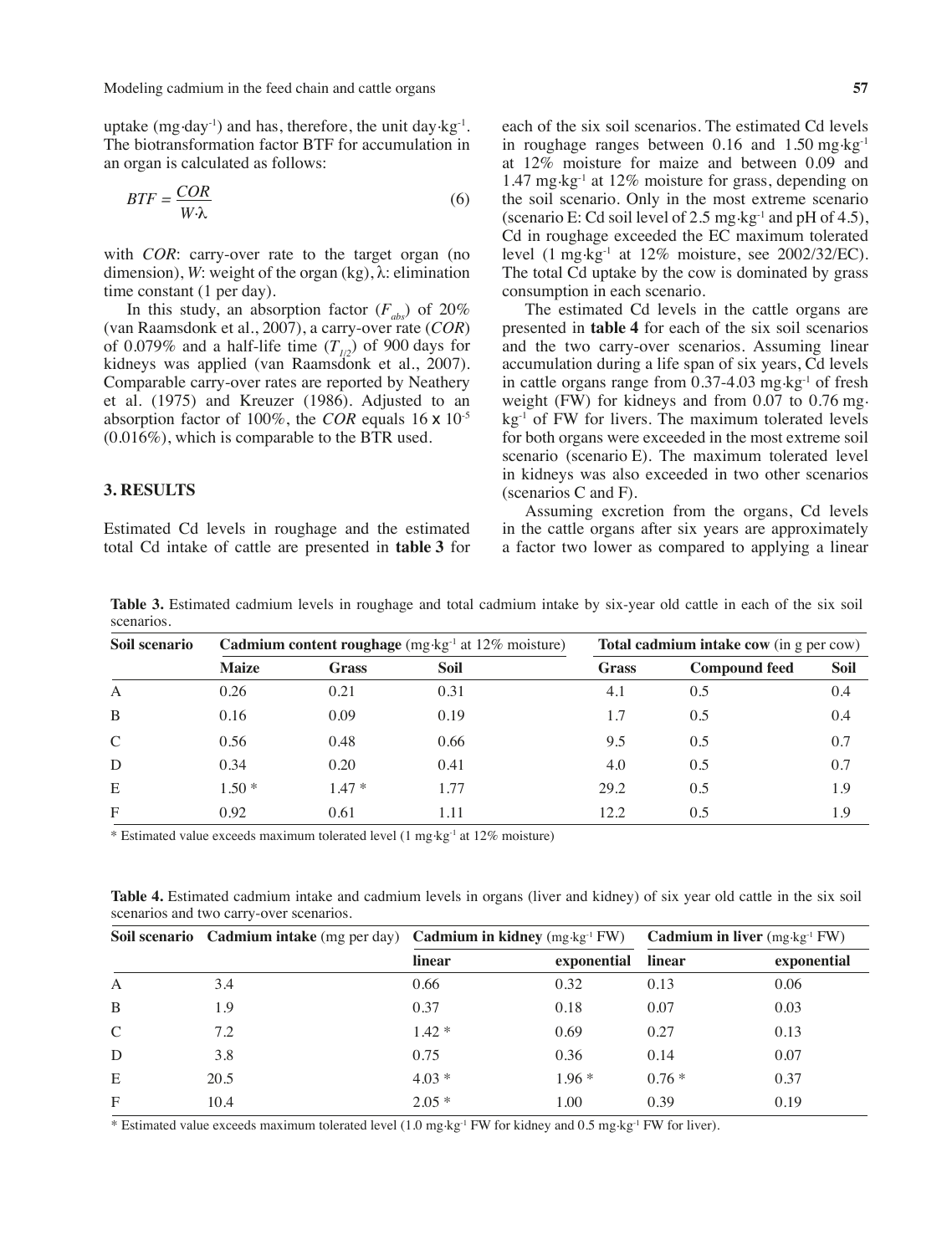uptake (mg·day$^{-1}$) and has, therefore, the unit day·kg$^{-1}$. The biotransformation factor BTF for accumulation in an organ is calculated as follows:

$$BTF = \frac{COR}{W \cdot \lambda} \tag{6}$$

with *COR*: carry-over rate to the target organ (no dimension), *W*: weight of the organ (kg), $\lambda$: elimination time constant (1 per day).

In this study, an absorption factor ($F_{abs}$) of 20% (van Raamsdonk et al., 2007), a carry-over rate (*COR*) of 0.079% and a half-life time ($T_{1/2}$) of 900 days for kidneys was applied (van Raamsdonk et al., 2007). Comparable carry-over rates are reported by Neathery et al. (1975) and Kreuzer (1986). Adjusted to an absorption factor of 100%, the *COR* equals $16 \times 10^{-5}$ (0.016%), which is comparable to the BTR used.

## 3. RESULTS

Estimated Cd levels in roughage and the estimated total Cd intake of cattle are presented in **table 3** for each of the six soil scenarios. The estimated Cd levels in roughage ranges between 0.16 and 1.50 mg·kg$^{-1}$ at 12% moisture for maize and between 0.09 and 1.47 mg·kg$^{-1}$ at 12% moisture for grass, depending on the soil scenario. Only in the most extreme scenario (scenario E: Cd soil level of 2.5 mg·kg$^{-1}$ and pH of 4.5), Cd in roughage exceeded the EC maximum tolerated level (1 mg·kg$^{-1}$ at 12% moisture, see 2002/32/EC). The total Cd uptake by the cow is dominated by grass consumption in each scenario.

The estimated Cd levels in the cattle organs are presented in **table 4** for each of the six soil scenarios and the two carry-over scenarios. Assuming linear accumulation during a life span of six years, Cd levels in cattle organs range from 0.37-4.03 mg·kg$^{-1}$ of fresh weight (FW) for kidneys and from 0.07 to 0.76 mg·kg$^{-1}$ of FW for livers. The maximum tolerated levels for both organs were exceeded in the most extreme soil scenario (scenario E). The maximum tolerated level in kidneys was also exceeded in two other scenarios (scenarios C and F).

Assuming excretion from the organs, Cd levels in the cattle organs after six years are approximately a factor two lower as compared to applying a linear

**Table 3.** Estimated cadmium levels in roughage and total cadmium intake by six-year old cattle in each of the six soil scenarios.

| Soil scenario | Cadmium content roughage (mg·kg$^{-1}$ at 12% moisture) | | | Total cadmium intake cow (in g per cow) | | |
|---|---|---|---|---|---|---|
| | **Maize** | **Grass** | **Soil** | **Grass** | **Compound feed** | **Soil** |
| A | 0.26 | 0.21 | 0.31 | 4.1 | 0.5 | 0.4 |
| B | 0.16 | 0.09 | 0.19 | 1.7 | 0.5 | 0.4 |
| C | 0.56 | 0.48 | 0.66 | 9.5 | 0.5 | 0.7 |
| D | 0.34 | 0.20 | 0.41 | 4.0 | 0.5 | 0.7 |
| E | 1.50 * | 1.47 * | 1.77 | 29.2 | 0.5 | 1.9 |
| F | 0.92 | 0.61 | 1.11 | 12.2 | 0.5 | 1.9 |

\* Estimated value exceeds maximum tolerated level (1 mg·kg$^{-1}$ at 12% moisture)

**Table 4.** Estimated cadmium intake and cadmium levels in organs (liver and kidney) of six year old cattle in the six soil scenarios and two carry-over scenarios.

| Soil scenario | Cadmium intake (mg per day) | Cadmium in kidney (mg·kg$^{-1}$ FW) | | Cadmium in liver (mg·kg$^{-1}$ FW) | |
|---|---|---|---|---|---|
| | | **linear** | **exponential** | **linear** | **exponential** |
| A | 3.4 | 0.66 | 0.32 | 0.13 | 0.06 |
| B | 1.9 | 0.37 | 0.18 | 0.07 | 0.03 |
| C | 7.2 | 1.42 * | 0.69 | 0.27 | 0.13 |
| D | 3.8 | 0.75 | 0.36 | 0.14 | 0.07 |
| E | 20.5 | 4.03 * | 1.96 * | 0.76 * | 0.37 |
| F | 10.4 | 2.05 * | 1.00 | 0.39 | 0.19 |

\* Estimated value exceeds maximum tolerated level (1.0 mg·kg$^{-1}$ FW for kidney and 0.5 mg·kg$^{-1}$ FW for liver).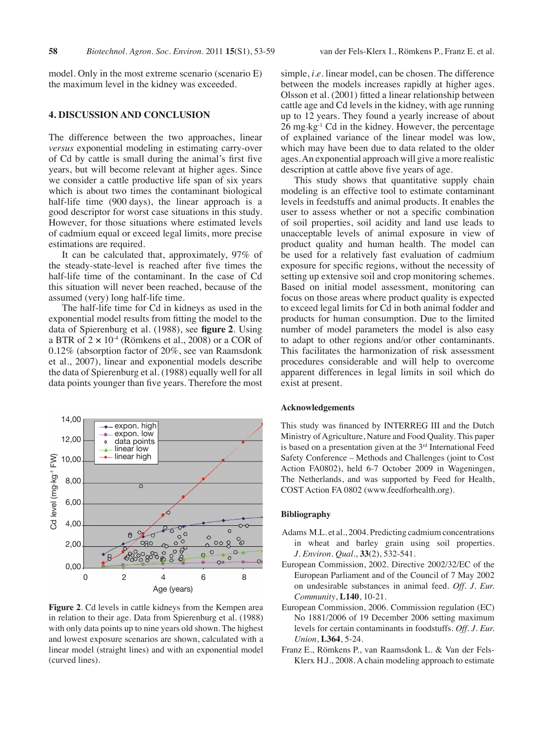model. Only in the most extreme scenario (scenario E) the maximum level in the kidney was exceeded.

## 4. DISCUSSION AND CONCLUSION

The difference between the two approaches, linear *versus* exponential modeling in estimating carry-over of Cd by cattle is small during the animal's first five years, but will become relevant at higher ages. Since we consider a cattle productive life span of six years which is about two times the contaminant biological half-life time (900 days), the linear approach is a good descriptor for worst case situations in this study. However, for those situations where estimated levels of cadmium equal or exceed legal limits, more precise estimations are required.

It can be calculated that, approximately, 97% of the steady-state-level is reached after five times the half-life time of the contaminant. In the case of Cd this situation will never been reached, because of the assumed (very) long half-life time.

The half-life time for Cd in kidneys as used in the exponential model results from fitting the model to the data of Spierenburg et al. (1988), see **figure 2**. Using a BTR of $2 \times 10^{-4}$ (Römkens et al., 2008) or a COR of 0.12% (absorption factor of 20%, see van Raamsdonk et al., 2007), linear and exponential models describe the data of Spierenburg et al. (1988) equally well for all data points younger than five years. Therefore the most simple, *i.e.* linear model, can be chosen. The difference between the models increases rapidly at higher ages. Olsson et al. (2001) fitted a linear relationship between cattle age and Cd levels in the kidney, with age running up to 12 years. They found a yearly increase of about 26 mg·kg$^{-1}$ Cd in the kidney. However, the percentage of explained variance of the linear model was low, which may have been due to data related to the older ages. An exponential approach will give a more realistic description at cattle above five years of age.

This study shows that quantitative supply chain modeling is an effective tool to estimate contaminant levels in feedstuffs and animal products. It enables the user to assess whether or not a specific combination of soil properties, soil acidity and land use leads to unacceptable levels of animal exposure in view of product quality and human health. The model can be used for a relatively fast evaluation of cadmium exposure for specific regions, without the necessity of setting up extensive soil and crop monitoring schemes. Based on initial model assessment, monitoring can focus on those areas where product quality is expected to exceed legal limits for Cd in both animal fodder and products for human consumption. Due to the limited number of model parameters the model is also easy to adapt to other regions and/or other contaminants. This facilitates the harmonization of risk assessment procedures considerable and will help to overcome apparent differences in legal limits in soil which do exist at present.

**Figure 2**. Cd levels in cattle kidneys from the Kempen area in relation to their age. Data from Spierenburg et al. (1988) with only data points up to nine years old shown. The highest and lowest exposure scenarios are shown, calculated with a linear model (straight lines) and with an exponential model (curved lines).

### Acknowledgements

This study was financed by INTERREG III and the Dutch Ministry of Agriculture, Nature and Food Quality. This paper is based on a presentation given at the 3rd International Feed Safety Conference – Methods and Challenges (joint to Cost Action FA0802), held 6-7 October 2009 in Wageningen, The Netherlands, and was supported by Feed for Health, COST Action FA 0802 (www.feedforhealth.org).

### Bibliography

Adams M.L. et al., 2004. Predicting cadmium concentrations in wheat and barley grain using soil properties. *J. Environ. Qual.*, **33**(2), 532-541.

European Commission, 2002. Directive 2002/32/EC of the European Parliament and of the Council of 7 May 2002 on undesirable substances in animal feed. *Off. J. Eur. Community*, **L140**, 10-21.

European Commission, 2006. Commission regulation (EC) No 1881/2006 of 19 December 2006 setting maximum levels for certain contaminants in foodstuffs. *Off. J. Eur. Union*, **L364**, 5-24.

Franz E., Römkens P., van Raamsdonk L. & Van der Fels-Klerx H.J., 2008. A chain modeling approach to estimate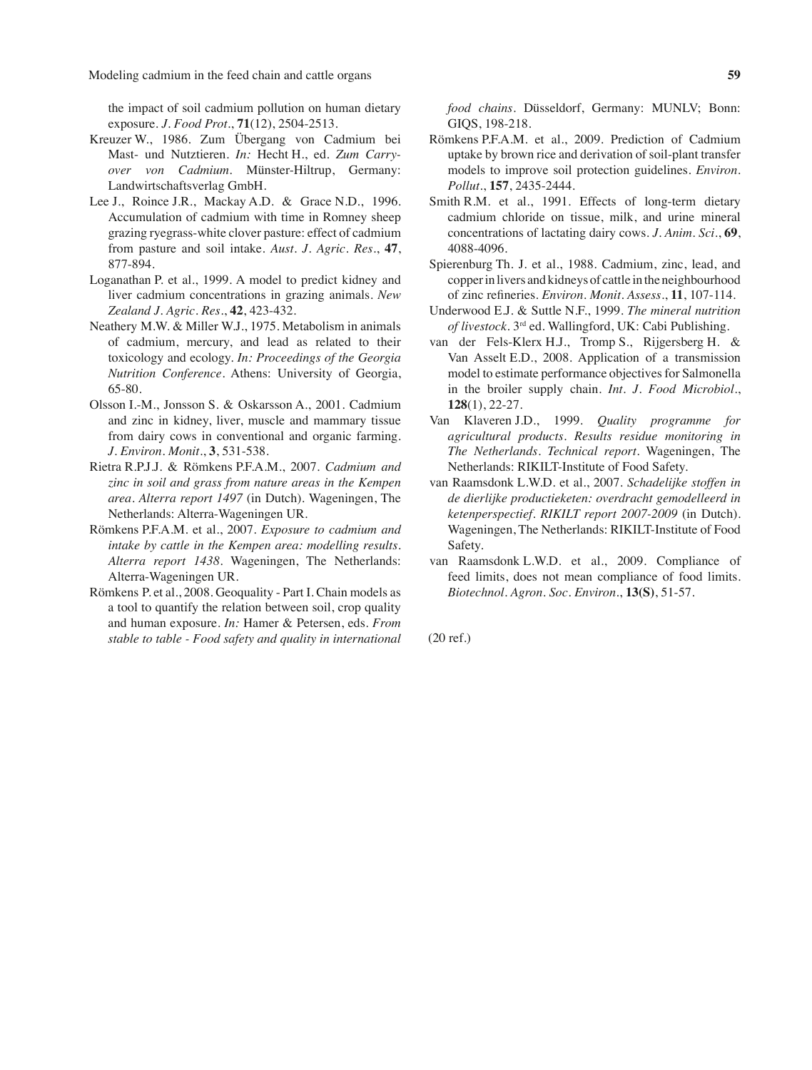the impact of soil cadmium pollution on human dietary exposure. *J. Food Prot.*, **71**(12), 2504-2513.

Kreuzer W., 1986. Zum Übergang von Cadmium bei Mast- und Nutztieren. *In:* Hecht H., ed. *Zum Carry-over von Cadmium*. Münster-Hiltrup, Germany: Landwirtschaftsverlag GmbH.

Lee J., Roince J.R., Mackay A.D. & Grace N.D., 1996. Accumulation of cadmium with time in Romney sheep grazing ryegrass-white clover pasture: effect of cadmium from pasture and soil intake. *Aust. J. Agric. Res.*, **47**, 877-894.

Loganathan P. et al., 1999. A model to predict kidney and liver cadmium concentrations in grazing animals. *New Zealand J. Agric. Res.*, **42**, 423-432.

Neathery M.W. & Miller W.J., 1975. Metabolism in animals of cadmium, mercury, and lead as related to their toxicology and ecology. *In: Proceedings of the Georgia Nutrition Conference*. Athens: University of Georgia, 65-80.

Olsson I.-M., Jonsson S. & Oskarsson A., 2001. Cadmium and zinc in kidney, liver, muscle and mammary tissue from dairy cows in conventional and organic farming. *J. Environ. Monit.*, **3**, 531-538.

Rietra R.P.J.J. & Römkens P.F.A.M., 2007. *Cadmium and zinc in soil and grass from nature areas in the Kempen area. Alterra report 1497* (in Dutch). Wageningen, The Netherlands: Alterra-Wageningen UR.

Römkens P.F.A.M. et al., 2007. *Exposure to cadmium and intake by cattle in the Kempen area: modelling results. Alterra report 1438*. Wageningen, The Netherlands: Alterra-Wageningen UR.

Römkens P. et al., 2008. Geoquality - Part I. Chain models as a tool to quantify the relation between soil, crop quality and human exposure. *In:* Hamer & Petersen, eds. *From stable to table - Food safety and quality in international food chains*. Düsseldorf, Germany: MUNLV; Bonn: GIQS, 198-218.

Römkens P.F.A.M. et al., 2009. Prediction of Cadmium uptake by brown rice and derivation of soil-plant transfer models to improve soil protection guidelines. *Environ. Pollut.*, **157**, 2435-2444.

Smith R.M. et al., 1991. Effects of long-term dietary cadmium chloride on tissue, milk, and urine mineral concentrations of lactating dairy cows. *J. Anim. Sci.*, **69**, 4088-4096.

Spierenburg Th. J. et al., 1988. Cadmium, zinc, lead, and copper in livers and kidneys of cattle in the neighbourhood of zinc refineries. *Environ. Monit. Assess.*, **11**, 107-114.

Underwood E.J. & Suttle N.F., 1999. *The mineral nutrition of livestock*. 3rd ed. Wallingford, UK: Cabi Publishing.

van der Fels-Klerx H.J., Tromp S., Rijgersberg H. & Van Asselt E.D., 2008. Application of a transmission model to estimate performance objectives for Salmonella in the broiler supply chain. *Int. J. Food Microbiol.*, **128**(1), 22-27.

Van Klaveren J.D., 1999. *Quality programme for agricultural products. Results residue monitoring in The Netherlands. Technical report*. Wageningen, The Netherlands: RIKILT-Institute of Food Safety.

van Raamsdonk L.W.D. et al., 2007. *Schadelijke stoffen in de dierlijke productieketen: overdracht gemodelleerd in ketenperspectief. RIKILT report 2007-2009* (in Dutch). Wageningen, The Netherlands: RIKILT-Institute of Food Safety.

van Raamsdonk L.W.D. et al., 2009. Compliance of feed limits, does not mean compliance of food limits. *Biotechnol. Agron. Soc. Environ.*, **13(S)**, 51-57.

(20 ref.)